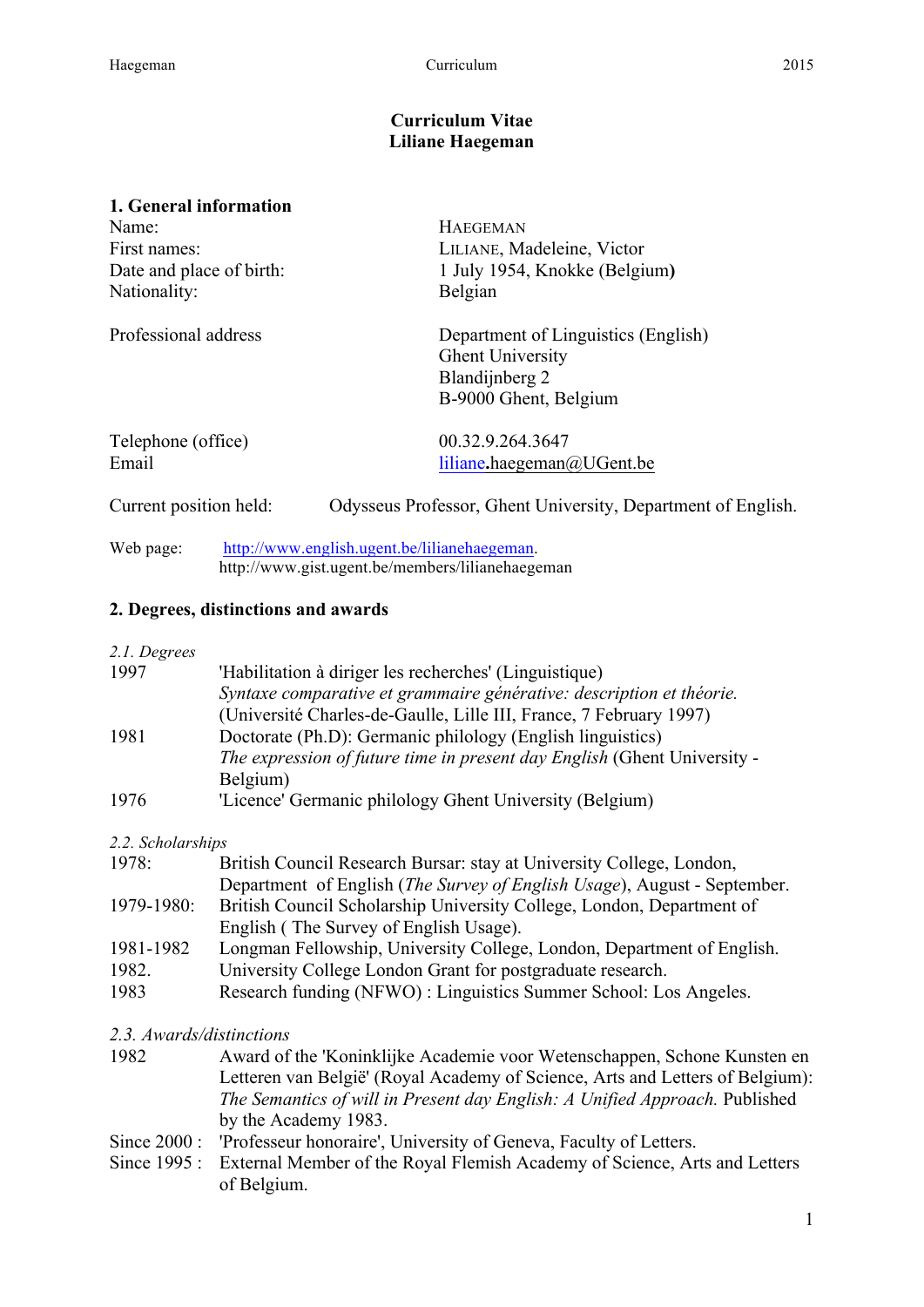# Curriculum Vitae
# Liliane Haegeman

## 1. General information

| | |
|---|---|
| Name: | HAEGEMAN |
| First names: | LILIANE, Madeleine, Victor |
| Date and place of birth: | 1 July 1954, Knokke (Belgium) |
| Nationality: | Belgian |
| Professional address | Department of Linguistics (English)<br>Ghent University<br>Blandijnberg 2<br>B-9000 Ghent, Belgium |
| Telephone (office) | 00.32.9.264.3647 |
| Email | liliane.haegeman@UGent.be |

Current position held: Odysseus Professor, Ghent University, Department of English.

Web page: http://www.english.ugent.be/lilianehaegeman.
http://www.gist.ugent.be/members/lilianehaegeman

## 2. Degrees, distinctions and awards

*2.1. Degrees*

| | |
|---|---|
| 1997 | 'Habilitation à diriger les recherches' (Linguistique)<br>*Syntaxe comparative et grammaire générative: description et théorie.*<br>(Université Charles-de-Gaulle, Lille III, France, 7 February 1997) |
| 1981 | Doctorate (Ph.D): Germanic philology (English linguistics)<br>*The expression of future time in present day English* (Ghent University - Belgium) |
| 1976 | 'Licence' Germanic philology Ghent University (Belgium) |

*2.2. Scholarships*

| | |
|---|---|
| 1978: | British Council Research Bursar: stay at University College, London, Department of English (*The Survey of English Usage*), August - September. |
| 1979-1980: | British Council Scholarship University College, London, Department of English ( The Survey of English Usage). |
| 1981-1982 | Longman Fellowship, University College, London, Department of English. |
| 1982. | University College London Grant for postgraduate research. |
| 1983 | Research funding (NFWO) : Linguistics Summer School: Los Angeles. |

*2.3. Awards/distinctions*

| | |
|---|---|
| 1982 | Award of the 'Koninklijke Academie voor Wetenschappen, Schone Kunsten en Letteren van België' (Royal Academy of Science, Arts and Letters of Belgium): *The Semantics of will in Present day English: A Unified Approach.* Published by the Academy 1983. |
| Since 2000 : | 'Professeur honoraire', University of Geneva, Faculty of Letters. |
| Since 1995 : | External Member of the Royal Flemish Academy of Science, Arts and Letters of Belgium. |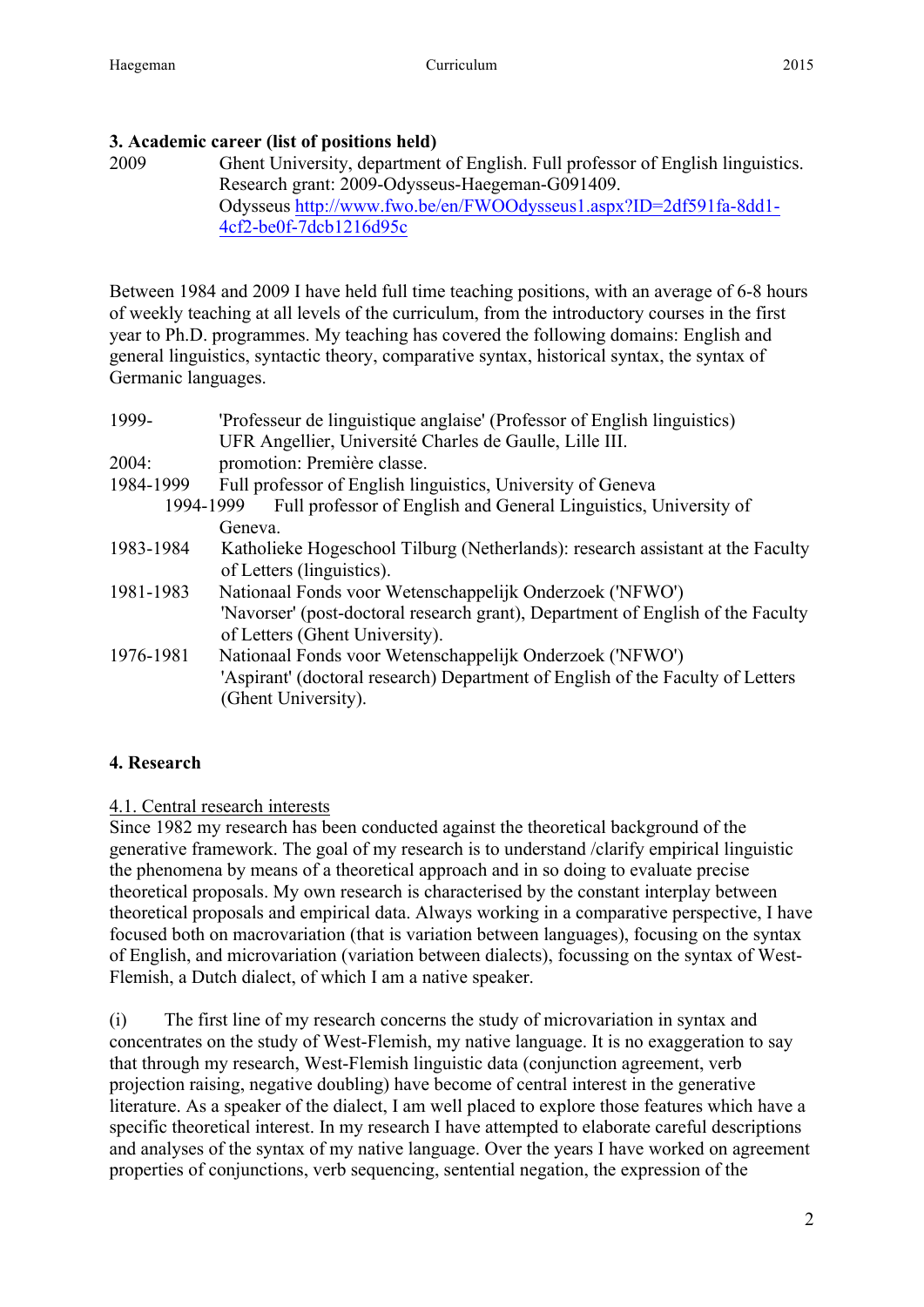## 3. Academic career (list of positions held)

2009 Ghent University, department of English. Full professor of English linguistics. Research grant: 2009-Odysseus-Haegeman-G091409.
Odysseus [http://www.fwo.be/en/FWOOdysseus1.aspx?ID=2df591fa-8dd1-4cf2-be0f-7dcb1216d95c](http://www.fwo.be/en/FWOOdysseus1.aspx?ID=2df591fa-8dd1-4cf2-be0f-7dcb1216d95c)

Between 1984 and 2009 I have held full time teaching positions, with an average of 6-8 hours of weekly teaching at all levels of the curriculum, from the introductory courses in the first year to Ph.D. programmes. My teaching has covered the following domains: English and general linguistics, syntactic theory, comparative syntax, historical syntax, the syntax of Germanic languages.

1999- 'Professeur de linguistique anglaise' (Professor of English linguistics) UFR Angellier, Université Charles de Gaulle, Lille III.
2004: promotion: Première classe.
1984-1999 Full professor of English linguistics, University of Geneva
1994-1999 Full professor of English and General Linguistics, University of Geneva.
1983-1984 Katholieke Hogeschool Tilburg (Netherlands): research assistant at the Faculty of Letters (linguistics).
1981-1983 Nationaal Fonds voor Wetenschappelijk Onderzoek ('NFWO') 'Navorser' (post-doctoral research grant), Department of English of the Faculty of Letters (Ghent University).
1976-1981 Nationaal Fonds voor Wetenschappelijk Onderzoek ('NFWO') 'Aspirant' (doctoral research) Department of English of the Faculty of Letters (Ghent University).

## 4. Research

4.1. Central research interests

Since 1982 my research has been conducted against the theoretical background of the generative framework. The goal of my research is to understand /clarify empirical linguistic the phenomena by means of a theoretical approach and in so doing to evaluate precise theoretical proposals. My own research is characterised by the constant interplay between theoretical proposals and empirical data. Always working in a comparative perspective, I have focused both on macrovariation (that is variation between languages), focusing on the syntax of English, and microvariation (variation between dialects), focussing on the syntax of West-Flemish, a Dutch dialect, of which I am a native speaker.

(i) The first line of my research concerns the study of microvariation in syntax and concentrates on the study of West-Flemish, my native language. It is no exaggeration to say that through my research, West-Flemish linguistic data (conjunction agreement, verb projection raising, negative doubling) have become of central interest in the generative literature. As a speaker of the dialect, I am well placed to explore those features which have a specific theoretical interest. In my research I have attempted to elaborate careful descriptions and analyses of the syntax of my native language. Over the years I have worked on agreement properties of conjunctions, verb sequencing, sentential negation, the expression of the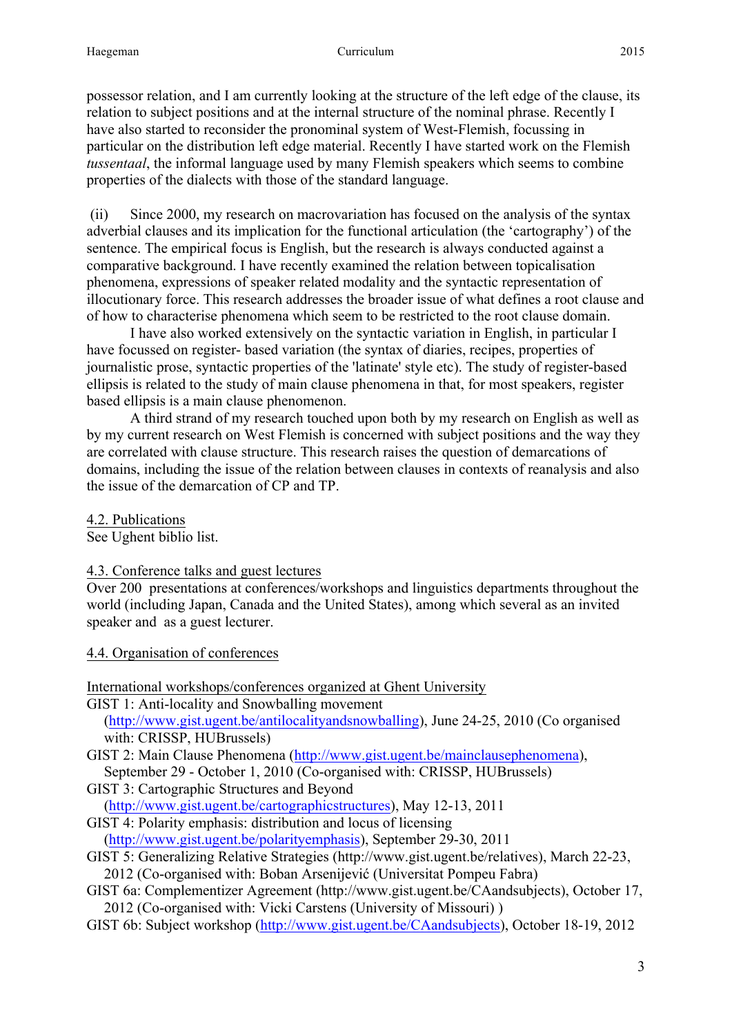possessor relation, and I am currently looking at the structure of the left edge of the clause, its relation to subject positions and at the internal structure of the nominal phrase. Recently I have also started to reconsider the pronominal system of West-Flemish, focussing in particular on the distribution left edge material. Recently I have started work on the Flemish *tussentaal*, the informal language used by many Flemish speakers which seems to combine properties of the dialects with those of the standard language.

(ii) Since 2000, my research on macrovariation has focused on the analysis of the syntax adverbial clauses and its implication for the functional articulation (the 'cartography') of the sentence. The empirical focus is English, but the research is always conducted against a comparative background. I have recently examined the relation between topicalisation phenomena, expressions of speaker related modality and the syntactic representation of illocutionary force. This research addresses the broader issue of what defines a root clause and of how to characterise phenomena which seem to be restricted to the root clause domain.

I have also worked extensively on the syntactic variation in English, in particular I have focussed on register- based variation (the syntax of diaries, recipes, properties of journalistic prose, syntactic properties of the 'latinate' style etc). The study of register-based ellipsis is related to the study of main clause phenomena in that, for most speakers, register based ellipsis is a main clause phenomenon.

A third strand of my research touched upon both by my research on English as well as by my current research on West Flemish is concerned with subject positions and the way they are correlated with clause structure. This research raises the question of demarcations of domains, including the issue of the relation between clauses in contexts of reanalysis and also the issue of the demarcation of CP and TP.

4.2. Publications

See Ughent biblio list.

4.3. Conference talks and guest lectures

Over 200 presentations at conferences/workshops and linguistics departments throughout the world (including Japan, Canada and the United States), among which several as an invited speaker and as a guest lecturer.

4.4. Organisation of conferences

International workshops/conferences organized at Ghent University

GIST 1: Anti-locality and Snowballing movement (http://www.gist.ugent.be/antilocalityandsnowballing), June 24-25, 2010 (Co organised with: CRISSP, HUBrussels)
GIST 2: Main Clause Phenomena (http://www.gist.ugent.be/mainclausephenomena), September 29 - October 1, 2010 (Co-organised with: CRISSP, HUBrussels)
GIST 3: Cartographic Structures and Beyond (http://www.gist.ugent.be/cartographicstructures), May 12-13, 2011
GIST 4: Polarity emphasis: distribution and locus of licensing (http://www.gist.ugent.be/polarityemphasis), September 29-30, 2011
GIST 5: Generalizing Relative Strategies (http://www.gist.ugent.be/relatives), March 22-23, 2012 (Co-organised with: Boban Arsenijević (Universitat Pompeu Fabra)
GIST 6a: Complementizer Agreement (http://www.gist.ugent.be/CAandsubjects), October 17, 2012 (Co-organised with: Vicki Carstens (University of Missouri) )
GIST 6b: Subject workshop (http://www.gist.ugent.be/CAandsubjects), October 18-19, 2012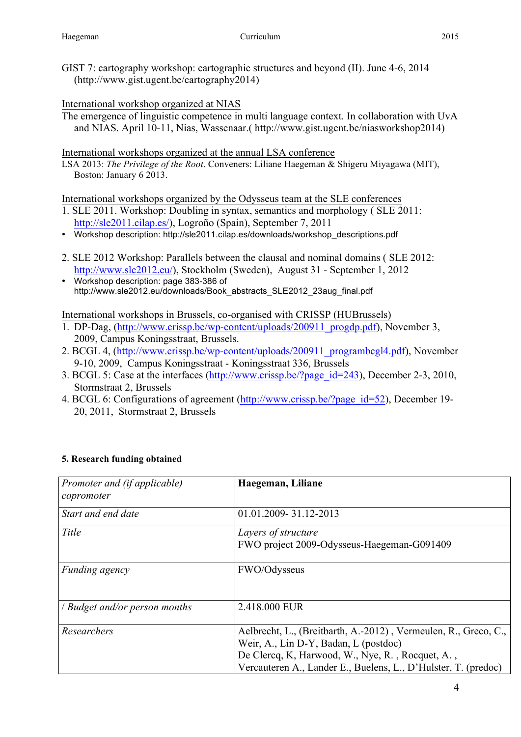GIST 7: cartography workshop: cartographic structures and beyond (II). June 4-6, 2014 (http://www.gist.ugent.be/cartography2014)

International workshop organized at NIAS

The emergence of linguistic competence in multi language context. In collaboration with UvA and NIAS. April 10-11, Nias, Wassenaar.( http://www.gist.ugent.be/niasworkshop2014)

International workshops organized at the annual LSA conference

LSA 2013: *The Privilege of the Root*. Conveners: Liliane Haegeman & Shigeru Miyagawa (MIT), Boston: January 6 2013.

International workshops organized by the Odysseus team at the SLE conferences

1. SLE 2011. Workshop: Doubling in syntax, semantics and morphology ( SLE 2011: http://sle2011.cilap.es/), Logroño (Spain), September 7, 2011
   - Workshop description: http://sle2011.cilap.es/downloads/workshop_descriptions.pdf

2. SLE 2012 Workshop: Parallels between the clausal and nominal domains ( SLE 2012: http://www.sle2012.eu/), Stockholm (Sweden), August 31 - September 1, 2012
   - Workshop description: page 383-386 of http://www.sle2012.eu/downloads/Book_abstracts_SLE2012_23aug_final.pdf

International workshops in Brussels, co-organised with CRISSP (HUBrussels)

1. DP-Dag, (http://www.crissp.be/wp-content/uploads/200911_progdp.pdf), November 3, 2009, Campus Koningsstraat, Brussels.
2. BCGL 4, (http://www.crissp.be/wp-content/uploads/200911_programbcgl4.pdf), November 9-10, 2009, Campus Koningsstraat - Koningsstraat 336, Brussels
3. BCGL 5: Case at the interfaces (http://www.crissp.be/?page_id=243), December 2-3, 2010, Stormstraat 2, Brussels
4. BCGL 6: Configurations of agreement (http://www.crissp.be/?page_id=52), December 19-20, 2011, Stormstraat 2, Brussels

**5. Research funding obtained**

| *Promoter and (if applicable) copromoter* | **Haegeman, Liliane** |
|---|---|
| *Start and end date* | 01.01.2009- 31.12-2013 |
| *Title* | *Layers of structure*<br>FWO project 2009-Odysseus-Haegeman-G091409 |
| *Funding agency* | FWO/Odysseus |
| / *Budget and/or person months* | 2.418.000 EUR |
| *Researchers* | Aelbrecht, L., (Breitbarth, A.-2012) , Vermeulen, R., Greco, C., Weir, A., Lin D-Y, Badan, L (postdoc)<br>De Clercq, K, Harwood, W., Nye, R. , Rocquet, A. , Vercauteren A., Lander E., Buelens, L., D'Hulster, T. (predoc) |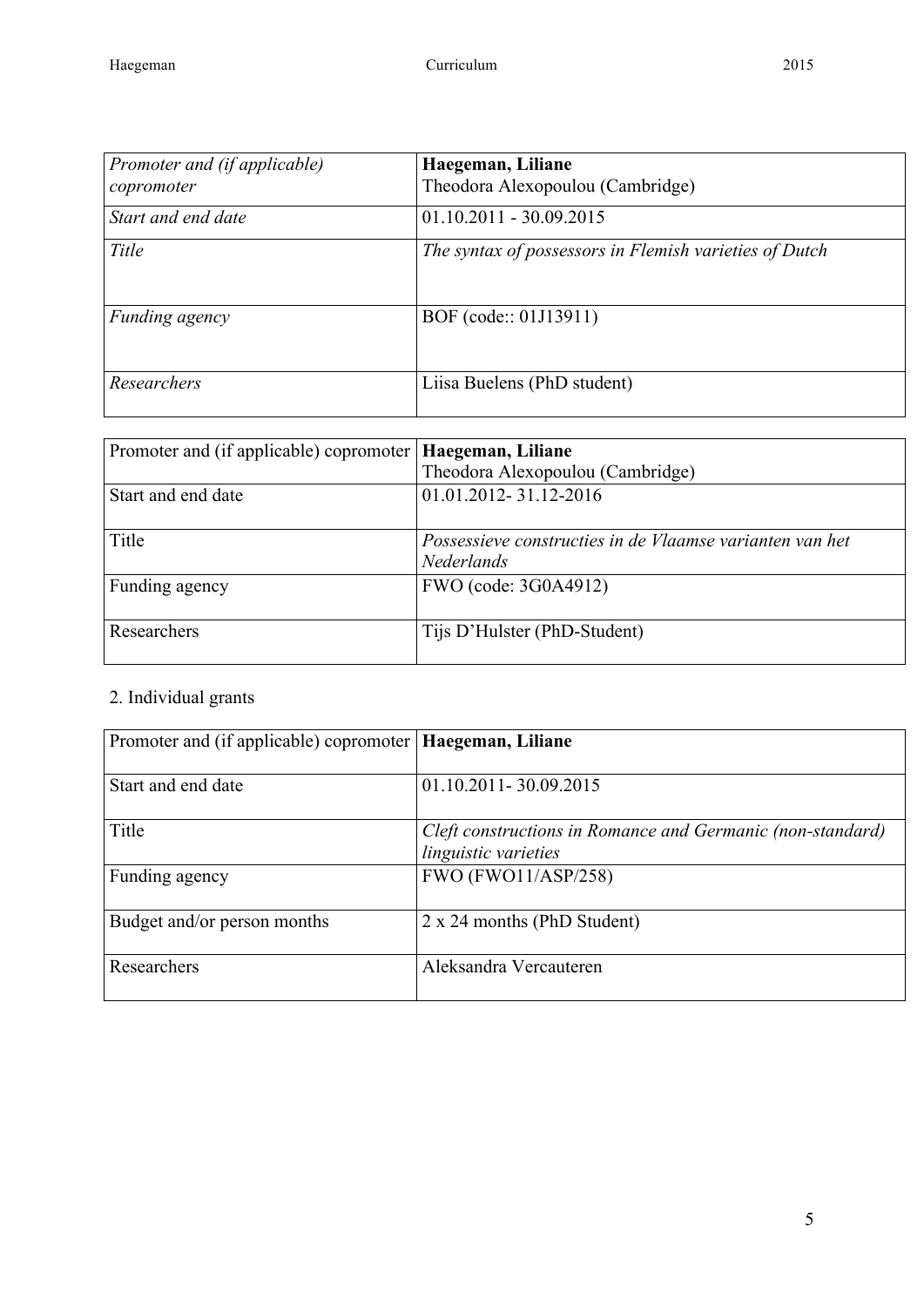| *Promoter and (if applicable) copromoter* | **Haegeman, Liliane**<br>Theodora Alexopoulou (Cambridge) |
|---|---|
| *Start and end date* | 01.10.2011 - 30.09.2015 |
| *Title* | *The syntax of possessors in Flemish varieties of Dutch* |
| *Funding agency* | BOF (code:: 01J13911) |
| *Researchers* | Liisa Buelens (PhD student) |

| Promoter and (if applicable) copromoter | **Haegeman, Liliane**<br>Theodora Alexopoulou (Cambridge) |
|---|---|
| Start and end date | 01.01.2012- 31.12-2016 |
| Title | *Possessieve constructies in de Vlaamse varianten van het Nederlands* |
| Funding agency | FWO (code: 3G0A4912) |
| Researchers | Tijs D'Hulster (PhD-Student) |

2. Individual grants

| Promoter and (if applicable) copromoter | **Haegeman, Liliane** |
|---|---|
| Start and end date | 01.10.2011- 30.09.2015 |
| Title | *Cleft constructions in Romance and Germanic (non-standard) linguistic varieties* |
| Funding agency | FWO (FWO11/ASP/258) |
| Budget and/or person months | 2 x 24 months (PhD Student) |
| Researchers | Aleksandra Vercauteren |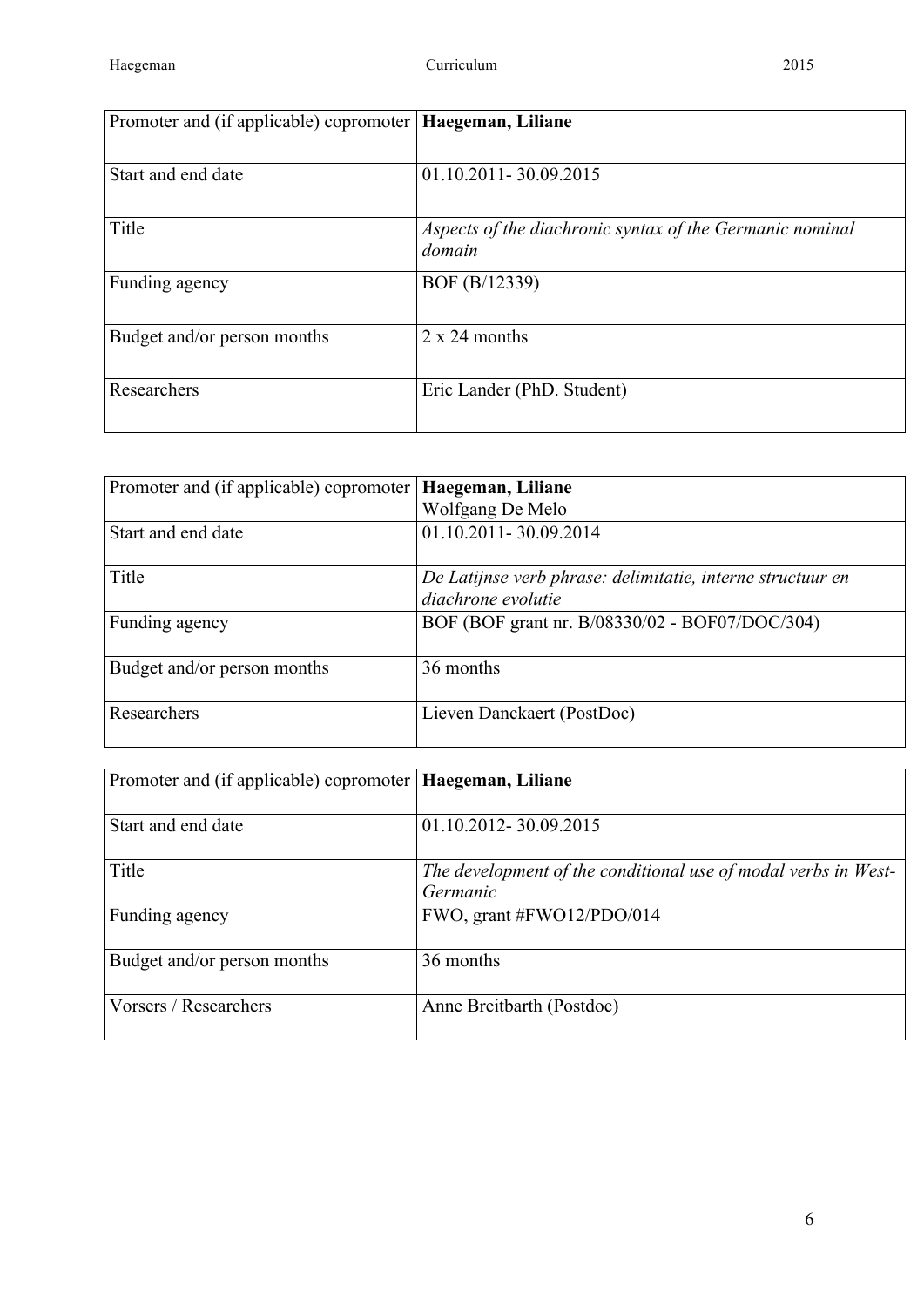| Promoter and (if applicable) copromoter | **Haegeman, Liliane** |
| --- | --- |
| Start and end date | 01.10.2011- 30.09.2015 |
| Title | *Aspects of the diachronic syntax of the Germanic nominal domain* |
| Funding agency | BOF (B/12339) |
| Budget and/or person months | 2 x 24 months |
| Researchers | Eric Lander (PhD. Student) |

| Promoter and (if applicable) copromoter | **Haegeman, Liliane**<br>Wolfgang De Melo |
| --- | --- |
| Start and end date | 01.10.2011- 30.09.2014 |
| Title | *De Latijnse verb phrase: delimitatie, interne structuur en diachrone evolutie* |
| Funding agency | BOF (BOF grant nr. B/08330/02 - BOF07/DOC/304) |
| Budget and/or person months | 36 months |
| Researchers | Lieven Danckaert (PostDoc) |

| Promoter and (if applicable) copromoter | **Haegeman, Liliane** |
| --- | --- |
| Start and end date | 01.10.2012- 30.09.2015 |
| Title | *The development of the conditional use of modal verbs in West-Germanic* |
| Funding agency | FWO, grant #FWO12/PDO/014 |
| Budget and/or person months | 36 months |
| Vorsers / Researchers | Anne Breitbarth (Postdoc) |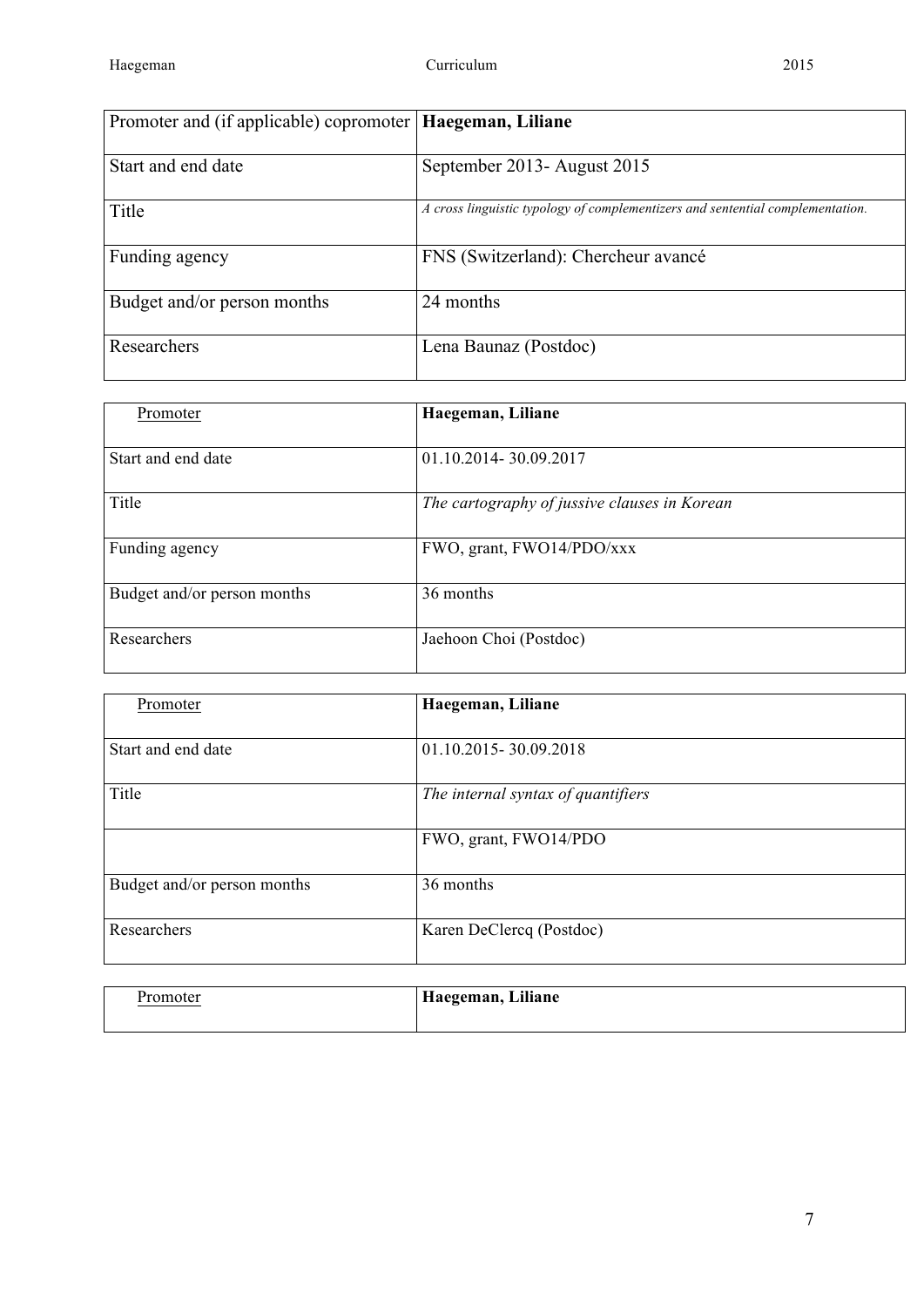| Promoter and (if applicable) copromoter | **Haegeman, Liliane** |
|---|---|
| Start and end date | September 2013- August 2015 |
| Title | *A cross linguistic typology of complementizers and sentential complementation.* |
| Funding agency | FNS (Switzerland): Chercheur avancé |
| Budget and/or person months | 24 months |
| Researchers | Lena Baunaz (Postdoc) |

| Promoter | **Haegeman, Liliane** |
|---|---|
| Start and end date | 01.10.2014- 30.09.2017 |
| Title | *The cartography of jussive clauses in Korean* |
| Funding agency | FWO, grant, FWO14/PDO/xxx |
| Budget and/or person months | 36 months |
| Researchers | Jaehoon Choi (Postdoc) |

| Promoter | **Haegeman, Liliane** |
|---|---|
| Start and end date | 01.10.2015- 30.09.2018 |
| Title | *The internal syntax of quantifiers* |
| | FWO, grant, FWO14/PDO |
| Budget and/or person months | 36 months |
| Researchers | Karen DeClercq (Postdoc) |

| Promoter | **Haegeman, Liliane** |
|---|---|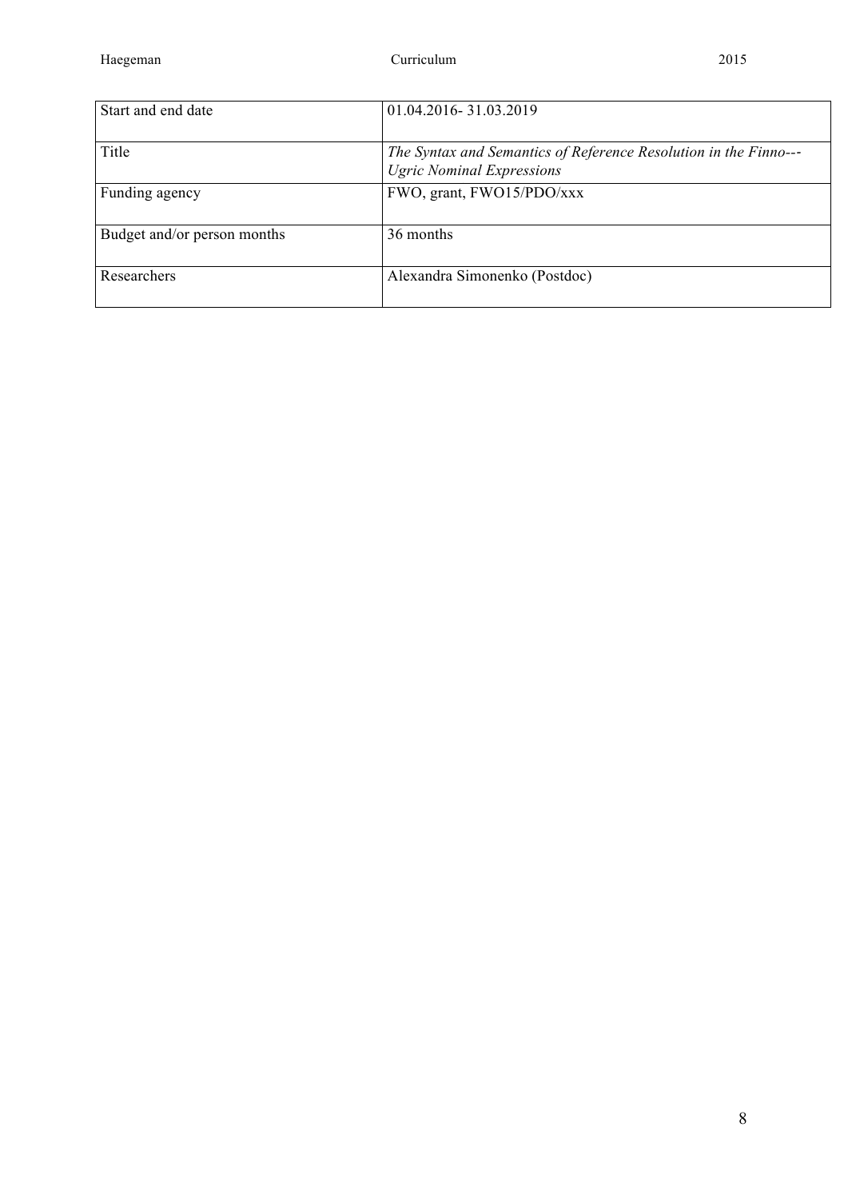| | |
|---|---|
| Start and end date | 01.04.2016- 31.03.2019 |
| Title | *The Syntax and Semantics of Reference Resolution in the Finno---Ugric Nominal Expressions* |
| Funding agency | FWO, grant, FWO15/PDO/xxx |
| Budget and/or person months | 36 months |
| Researchers | Alexandra Simonenko (Postdoc) |